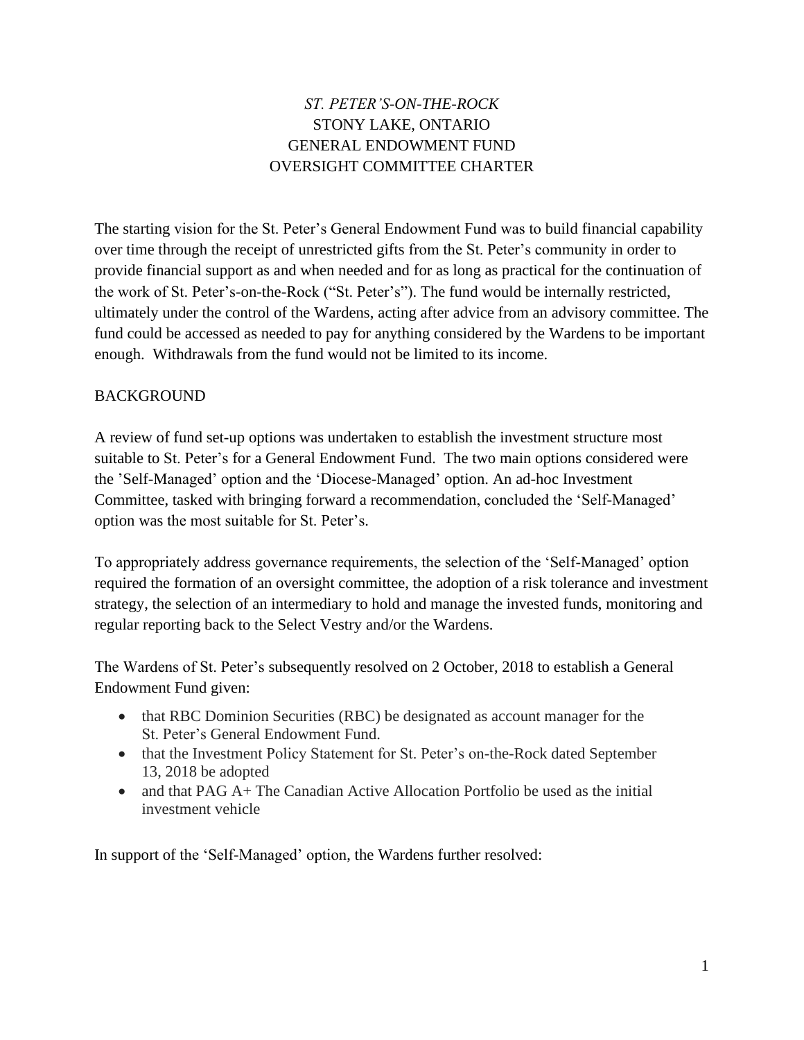# *ST. PETER'S-ON-THE-ROCK*
# STONY LAKE, ONTARIO
# GENERAL ENDOWMENT FUND
# OVERSIGHT COMMITTEE CHARTER

The starting vision for the St. Peter's General Endowment Fund was to build financial capability over time through the receipt of unrestricted gifts from the St. Peter's community in order to provide financial support as and when needed and for as long as practical for the continuation of the work of St. Peter's-on-the-Rock ("St. Peter's"). The fund would be internally restricted, ultimately under the control of the Wardens, acting after advice from an advisory committee. The fund could be accessed as needed to pay for anything considered by the Wardens to be important enough. Withdrawals from the fund would not be limited to its income.

## BACKGROUND

A review of fund set-up options was undertaken to establish the investment structure most suitable to St. Peter's for a General Endowment Fund. The two main options considered were the 'Self-Managed' option and the 'Diocese-Managed' option. An ad-hoc Investment Committee, tasked with bringing forward a recommendation, concluded the 'Self-Managed' option was the most suitable for St. Peter's.

To appropriately address governance requirements, the selection of the 'Self-Managed' option required the formation of an oversight committee, the adoption of a risk tolerance and investment strategy, the selection of an intermediary to hold and manage the invested funds, monitoring and regular reporting back to the Select Vestry and/or the Wardens.

The Wardens of St. Peter's subsequently resolved on 2 October, 2018 to establish a General Endowment Fund given:

- that RBC Dominion Securities (RBC) be designated as account manager for the St. Peter's General Endowment Fund.
- that the Investment Policy Statement for St. Peter's on-the-Rock dated September 13, 2018 be adopted
- and that PAG A+ The Canadian Active Allocation Portfolio be used as the initial investment vehicle

In support of the 'Self-Managed' option, the Wardens further resolved: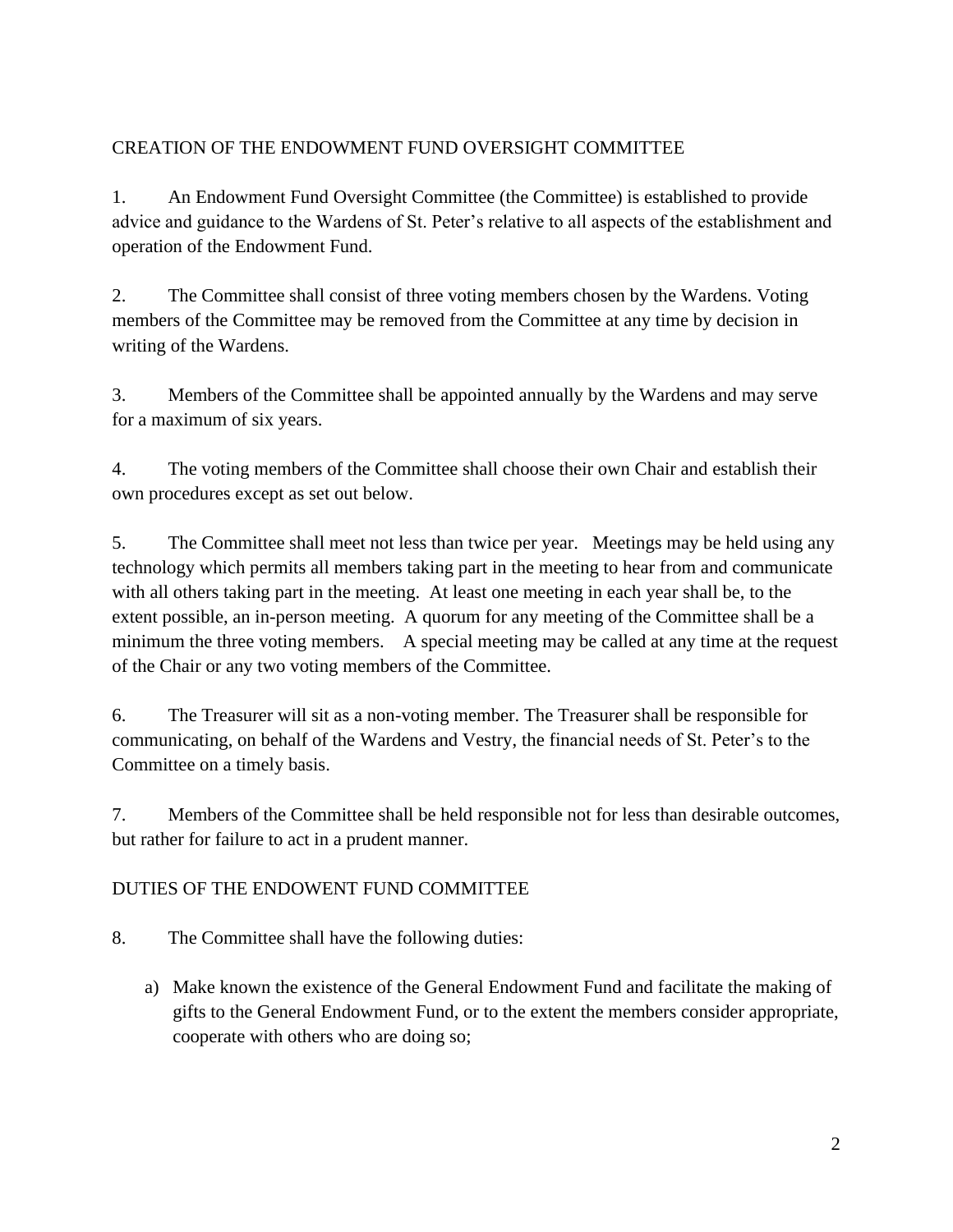## CREATION OF THE ENDOWMENT FUND OVERSIGHT COMMITTEE

1. An Endowment Fund Oversight Committee (the Committee) is established to provide advice and guidance to the Wardens of St. Peter's relative to all aspects of the establishment and operation of the Endowment Fund.

2. The Committee shall consist of three voting members chosen by the Wardens. Voting members of the Committee may be removed from the Committee at any time by decision in writing of the Wardens.

3. Members of the Committee shall be appointed annually by the Wardens and may serve for a maximum of six years.

4. The voting members of the Committee shall choose their own Chair and establish their own procedures except as set out below.

5. The Committee shall meet not less than twice per year. Meetings may be held using any technology which permits all members taking part in the meeting to hear from and communicate with all others taking part in the meeting. At least one meeting in each year shall be, to the extent possible, an in-person meeting. A quorum for any meeting of the Committee shall be a minimum the three voting members. A special meeting may be called at any time at the request of the Chair or any two voting members of the Committee.

6. The Treasurer will sit as a non-voting member. The Treasurer shall be responsible for communicating, on behalf of the Wardens and Vestry, the financial needs of St. Peter's to the Committee on a timely basis.

7. Members of the Committee shall be held responsible not for less than desirable outcomes, but rather for failure to act in a prudent manner.

## DUTIES OF THE ENDOWENT FUND COMMITTEE

8. The Committee shall have the following duties:

   a) Make known the existence of the General Endowment Fund and facilitate the making of gifts to the General Endowment Fund, or to the extent the members consider appropriate, cooperate with others who are doing so;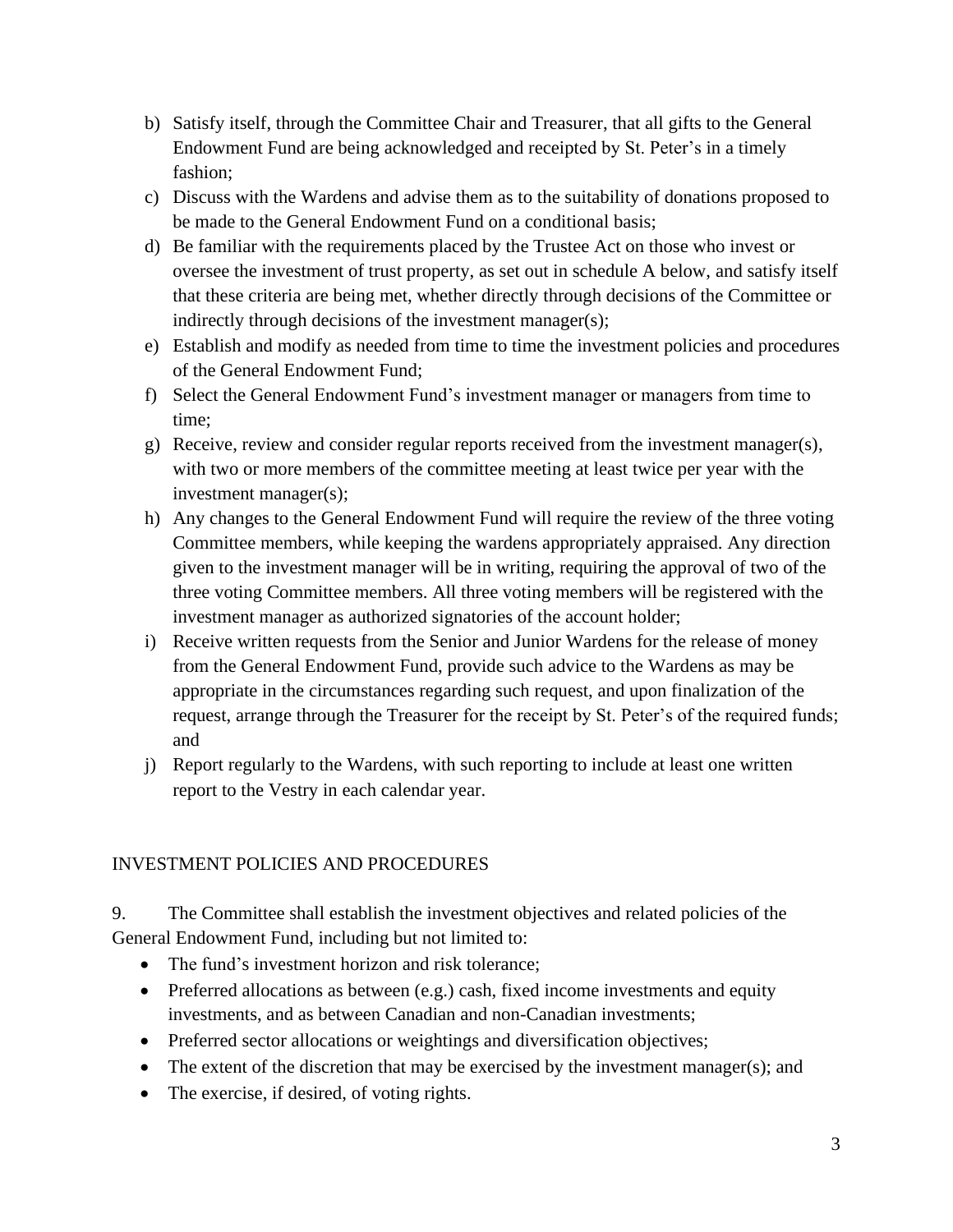b) Satisfy itself, through the Committee Chair and Treasurer, that all gifts to the General Endowment Fund are being acknowledged and receipted by St. Peter's in a timely fashion;
c) Discuss with the Wardens and advise them as to the suitability of donations proposed to be made to the General Endowment Fund on a conditional basis;
d) Be familiar with the requirements placed by the Trustee Act on those who invest or oversee the investment of trust property, as set out in schedule A below, and satisfy itself that these criteria are being met, whether directly through decisions of the Committee or indirectly through decisions of the investment manager(s);
e) Establish and modify as needed from time to time the investment policies and procedures of the General Endowment Fund;
f) Select the General Endowment Fund's investment manager or managers from time to time;
g) Receive, review and consider regular reports received from the investment manager(s), with two or more members of the committee meeting at least twice per year with the investment manager(s);
h) Any changes to the General Endowment Fund will require the review of the three voting Committee members, while keeping the wardens appropriately appraised. Any direction given to the investment manager will be in writing, requiring the approval of two of the three voting Committee members. All three voting members will be registered with the investment manager as authorized signatories of the account holder;
i) Receive written requests from the Senior and Junior Wardens for the release of money from the General Endowment Fund, provide such advice to the Wardens as may be appropriate in the circumstances regarding such request, and upon finalization of the request, arrange through the Treasurer for the receipt by St. Peter's of the required funds; and
j) Report regularly to the Wardens, with such reporting to include at least one written report to the Vestry in each calendar year.

## INVESTMENT POLICIES AND PROCEDURES

9. The Committee shall establish the investment objectives and related policies of the General Endowment Fund, including but not limited to:

- The fund's investment horizon and risk tolerance;
- Preferred allocations as between (e.g.) cash, fixed income investments and equity investments, and as between Canadian and non-Canadian investments;
- Preferred sector allocations or weightings and diversification objectives;
- The extent of the discretion that may be exercised by the investment manager(s); and
- The exercise, if desired, of voting rights.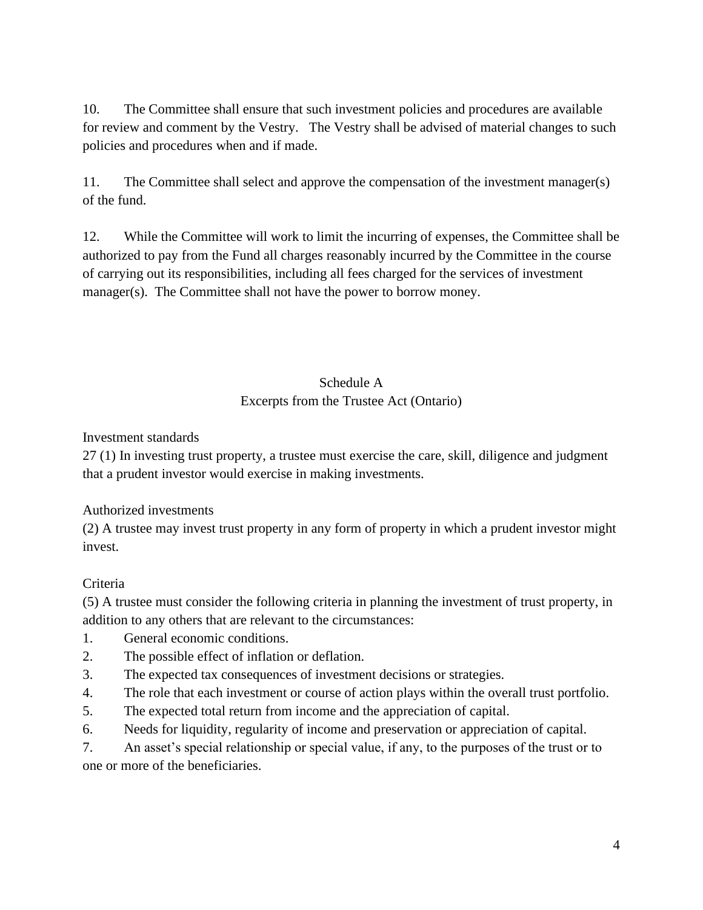10. The Committee shall ensure that such investment policies and procedures are available for review and comment by the Vestry. The Vestry shall be advised of material changes to such policies and procedures when and if made.

11. The Committee shall select and approve the compensation of the investment manager(s) of the fund.

12. While the Committee will work to limit the incurring of expenses, the Committee shall be authorized to pay from the Fund all charges reasonably incurred by the Committee in the course of carrying out its responsibilities, including all fees charged for the services of investment manager(s). The Committee shall not have the power to borrow money.

## Schedule A
## Excerpts from the Trustee Act (Ontario)

Investment standards

27 (1) In investing trust property, a trustee must exercise the care, skill, diligence and judgment that a prudent investor would exercise in making investments.

Authorized investments

(2) A trustee may invest trust property in any form of property in which a prudent investor might invest.

Criteria

(5) A trustee must consider the following criteria in planning the investment of trust property, in addition to any others that are relevant to the circumstances:

1. General economic conditions.
2. The possible effect of inflation or deflation.
3. The expected tax consequences of investment decisions or strategies.
4. The role that each investment or course of action plays within the overall trust portfolio.
5. The expected total return from income and the appreciation of capital.
6. Needs for liquidity, regularity of income and preservation or appreciation of capital.
7. An asset's special relationship or special value, if any, to the purposes of the trust or to one or more of the beneficiaries.